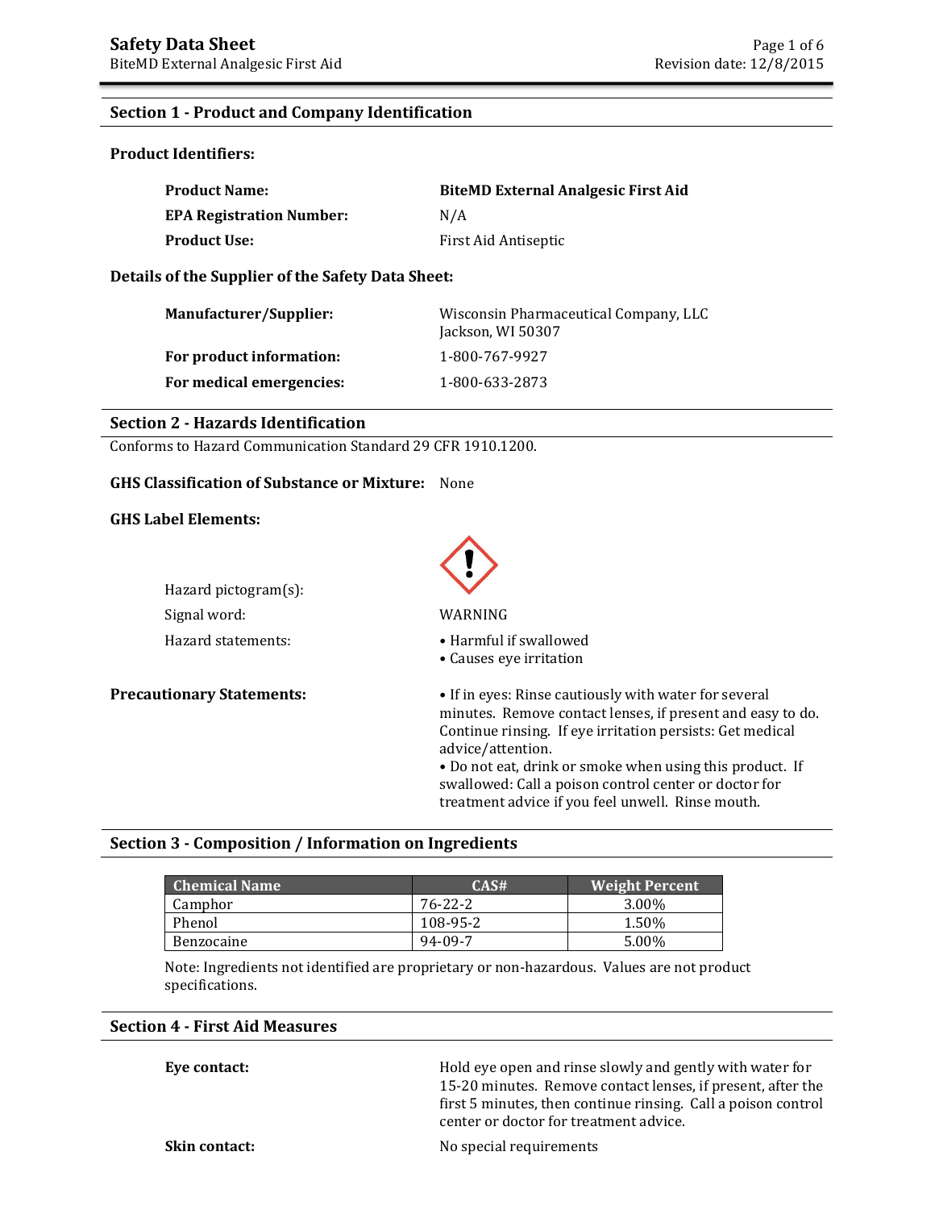## Section 1 - Product and Company Identification

### Product Identifiers:

| | |
|---|---|
| **Product Name:** | **BiteMD External Analgesic First Aid** |
| **EPA Registration Number:** | N/A |
| **Product Use:** | First Aid Antiseptic |

### Details of the Supplier of the Safety Data Sheet:

| | |
|---|---|
| **Manufacturer/Supplier:** | Wisconsin Pharmaceutical Company, LLC<br>Jackson, WI 50307 |
| **For product information:** | 1-800-767-9927 |
| **For medical emergencies:** | 1-800-633-2873 |

## Section 2 - Hazards Identification

Conforms to Hazard Communication Standard 29 CFR 1910.1200.

**GHS Classification of Substance or Mixture:** None

### GHS Label Elements:

Hazard pictogram(s):

Signal word: WARNING

Hazard statements:
- Harmful if swallowed
- Causes eye irritation

**Precautionary Statements:**
- If in eyes: Rinse cautiously with water for several minutes. Remove contact lenses, if present and easy to do. Continue rinsing. If eye irritation persists: Get medical advice/attention.
- Do not eat, drink or smoke when using this product. If swallowed: Call a poison control center or doctor for treatment advice if you feel unwell. Rinse mouth.

## Section 3 - Composition / Information on Ingredients

| Chemical Name | CAS# | Weight Percent |
|---|---|---|
| Camphor | 76-22-2 | 3.00% |
| Phenol | 108-95-2 | 1.50% |
| Benzocaine | 94-09-7 | 5.00% |

Note: Ingredients not identified are proprietary or non-hazardous. Values are not product specifications.

## Section 4 - First Aid Measures

| | |
|---|---|
| **Eye contact:** | Hold eye open and rinse slowly and gently with water for 15-20 minutes. Remove contact lenses, if present, after the first 5 minutes, then continue rinsing. Call a poison control center or doctor for treatment advice. |
| **Skin contact:** | No special requirements |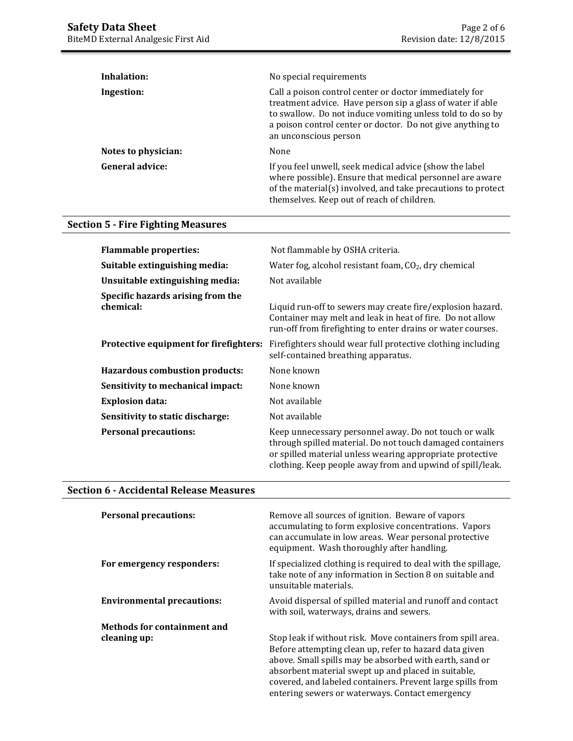| | |
|---|---|
| **Inhalation:** | No special requirements |
| **Ingestion:** | Call a poison control center or doctor immediately for treatment advice. Have person sip a glass of water if able to swallow. Do not induce vomiting unless told to do so by a poison control center or doctor. Do not give anything to an unconscious person |
| **Notes to physician:** | None |
| **General advice:** | If you feel unwell, seek medical advice (show the label where possible). Ensure that medical personnel are aware of the material(s) involved, and take precautions to protect themselves. Keep out of reach of children. |

## Section 5 - Fire Fighting Measures

| | |
|---|---|
| **Flammable properties:** | Not flammable by OSHA criteria. |
| **Suitable extinguishing media:** | Water fog, alcohol resistant foam, $CO_2$, dry chemical |
| **Unsuitable extinguishing media:** | Not available |
| **Specific hazards arising from the chemical:** | Liquid run-off to sewers may create fire/explosion hazard. Container may melt and leak in heat of fire. Do not allow run-off from firefighting to enter drains or water courses. |
| **Protective equipment for firefighters:** | Firefighters should wear full protective clothing including self-contained breathing apparatus. |
| **Hazardous combustion products:** | None known |
| **Sensitivity to mechanical impact:** | None known |
| **Explosion data:** | Not available |
| **Sensitivity to static discharge:** | Not available |
| **Personal precautions:** | Keep unnecessary personnel away. Do not touch or walk through spilled material. Do not touch damaged containers or spilled material unless wearing appropriate protective clothing. Keep people away from and upwind of spill/leak. |

## Section 6 - Accidental Release Measures

| | |
|---|---|
| **Personal precautions:** | Remove all sources of ignition. Beware of vapors accumulating to form explosive concentrations. Vapors can accumulate in low areas. Wear personal protective equipment. Wash thoroughly after handling. |
| **For emergency responders:** | If specialized clothing is required to deal with the spillage, take note of any information in Section 8 on suitable and unsuitable materials. |
| **Environmental precautions:** | Avoid dispersal of spilled material and runoff and contact with soil, waterways, drains and sewers. |
| **Methods for containment and cleaning up:** | Stop leak if without risk. Move containers from spill area. Before attempting clean up, refer to hazard data given above. Small spills may be absorbed with earth, sand or absorbent material swept up and placed in suitable, covered, and labeled containers. Prevent large spills from entering sewers or waterways. Contact emergency |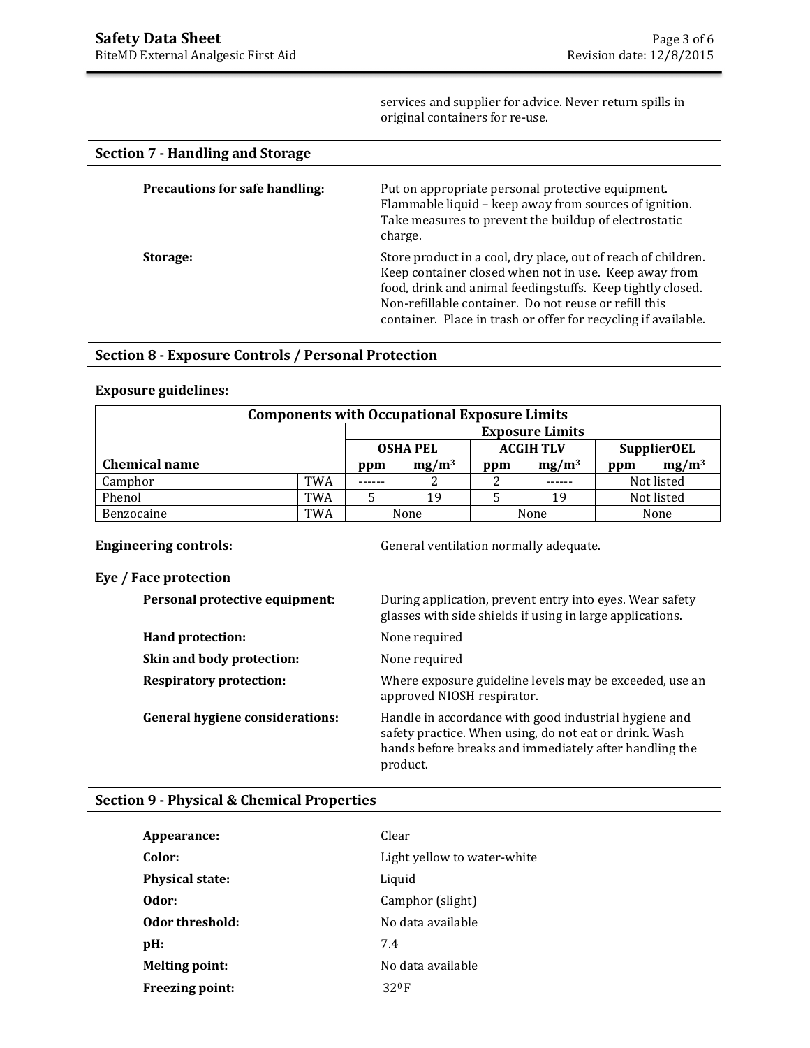services and supplier for advice. Never return spills in original containers for re-use.

## Section 7 - Handling and Storage

**Precautions for safe handling:** Put on appropriate personal protective equipment. Flammable liquid – keep away from sources of ignition. Take measures to prevent the buildup of electrostatic charge.

**Storage:** Store product in a cool, dry place, out of reach of children. Keep container closed when not in use. Keep away from food, drink and animal feedingstuffs. Keep tightly closed. Non-refillable container. Do not reuse or refill this container. Place in trash or offer for recycling if available.

## Section 8 - Exposure Controls / Personal Protection

**Exposure guidelines:**

| Components with Occupational Exposure Limits | | | | | | | |
|---|---|---|---|---|---|---|---|
| | | Exposure Limits | | | | | |
| | | OSHA PEL | | ACGIH TLV | | SupplierOEL | |
| **Chemical name** | | **ppm** | **$mg/m^3$** | **ppm** | **$mg/m^3$** | **ppm** | **$mg/m^3$** |
| Camphor | TWA | ------ | 2 | 2 | ------ | Not listed | |
| Phenol | TWA | 5 | 19 | 5 | 19 | Not listed | |
| Benzocaine | TWA | None | | None | | None | |

**Engineering controls:** General ventilation normally adequate.

**Eye / Face protection**

**Personal protective equipment:** During application, prevent entry into eyes. Wear safety glasses with side shields if using in large applications.

**Hand protection:** None required

**Skin and body protection:** None required

**Respiratory protection:** Where exposure guideline levels may be exceeded, use an approved NIOSH respirator.

**General hygiene considerations:** Handle in accordance with good industrial hygiene and safety practice. When using, do not eat or drink. Wash hands before breaks and immediately after handling the product.

## Section 9 - Physical & Chemical Properties

**Appearance:** Clear

**Color:** Light yellow to water-white

**Physical state:** Liquid

**Odor:** Camphor (slight)

**Odor threshold:** No data available

**pH:** 7.4

**Melting point:** No data available

**Freezing point:** $32^0$F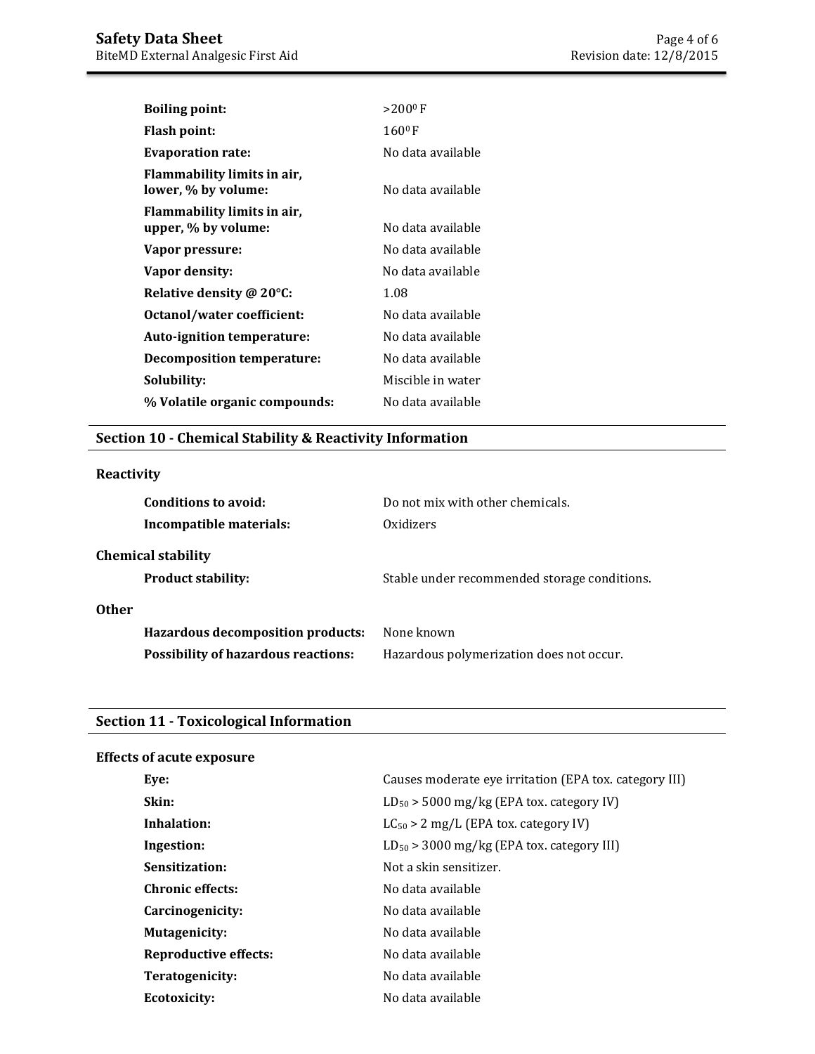| | |
|---|---|
| **Boiling point:** | >200$^0$ F |
| **Flash point:** | 160$^0$ F |
| **Evaporation rate:** | No data available |
| **Flammability limits in air, lower, % by volume:** | No data available |
| **Flammability limits in air, upper, % by volume:** | No data available |
| **Vapor pressure:** | No data available |
| **Vapor density:** | No data available |
| **Relative density @ 20°C:** | 1.08 |
| **Octanol/water coefficient:** | No data available |
| **Auto-ignition temperature:** | No data available |
| **Decomposition temperature:** | No data available |
| **Solubility:** | Miscible in water |
| **% Volatile organic compounds:** | No data available |

## Section 10 - Chemical Stability & Reactivity Information

### Reactivity

| | |
|---|---|
| **Conditions to avoid:** | Do not mix with other chemicals. |
| **Incompatible materials:** | Oxidizers |

### Chemical stability

| | |
|---|---|
| **Product stability:** | Stable under recommended storage conditions. |

### Other

| | |
|---|---|
| **Hazardous decomposition products:** | None known |
| **Possibility of hazardous reactions:** | Hazardous polymerization does not occur. |

## Section 11 - Toxicological Information

### Effects of acute exposure

| | |
|---|---|
| **Eye:** | Causes moderate eye irritation (EPA tox. category III) |
| **Skin:** | $LD_{50}$ > 5000 mg/kg (EPA tox. category IV) |
| **Inhalation:** | $LC_{50}$ > 2 mg/L (EPA tox. category IV) |
| **Ingestion:** | $LD_{50}$ > 3000 mg/kg (EPA tox. category III) |
| **Sensitization:** | Not a skin sensitizer. |
| **Chronic effects:** | No data available |
| **Carcinogenicity:** | No data available |
| **Mutagenicity:** | No data available |
| **Reproductive effects:** | No data available |
| **Teratogenicity:** | No data available |
| **Ecotoxicity:** | No data available |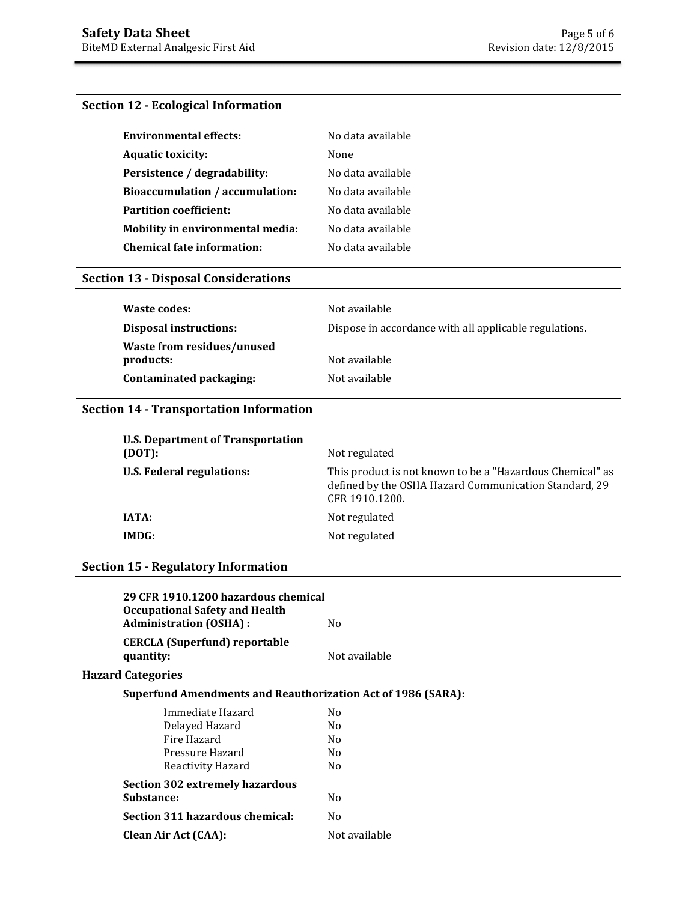## Section 12 - Ecological Information

| | |
|---|---|
| **Environmental effects:** | No data available |
| **Aquatic toxicity:** | None |
| **Persistence / degradability:** | No data available |
| **Bioaccumulation / accumulation:** | No data available |
| **Partition coefficient:** | No data available |
| **Mobility in environmental media:** | No data available |
| **Chemical fate information:** | No data available |

## Section 13 - Disposal Considerations

| | |
|---|---|
| **Waste codes:** | Not available |
| **Disposal instructions:** | Dispose in accordance with all applicable regulations. |
| **Waste from residues/unused products:** | Not available |
| **Contaminated packaging:** | Not available |

## Section 14 - Transportation Information

| | |
|---|---|
| **U.S. Department of Transportation (DOT):** | Not regulated |
| **U.S. Federal regulations:** | This product is not known to be a "Hazardous Chemical" as defined by the OSHA Hazard Communication Standard, 29 CFR 1910.1200. |
| **IATA:** | Not regulated |
| **IMDG:** | Not regulated |

## Section 15 - Regulatory Information

| | |
|---|---|
| **29 CFR 1910.1200 hazardous chemical Occupational Safety and Health Administration (OSHA) :** | No |
| **CERCLA (Superfund) reportable quantity:** | Not available |

### Hazard Categories

**Superfund Amendments and Reauthorization Act of 1986 (SARA):**

| | |
|---|---|
| Immediate Hazard | No |
| Delayed Hazard | No |
| Fire Hazard | No |
| Pressure Hazard | No |
| Reactivity Hazard | No |

| | |
|---|---|
| **Section 302 extremely hazardous Substance:** | No |
| **Section 311 hazardous chemical:** | No |
| **Clean Air Act (CAA):** | Not available |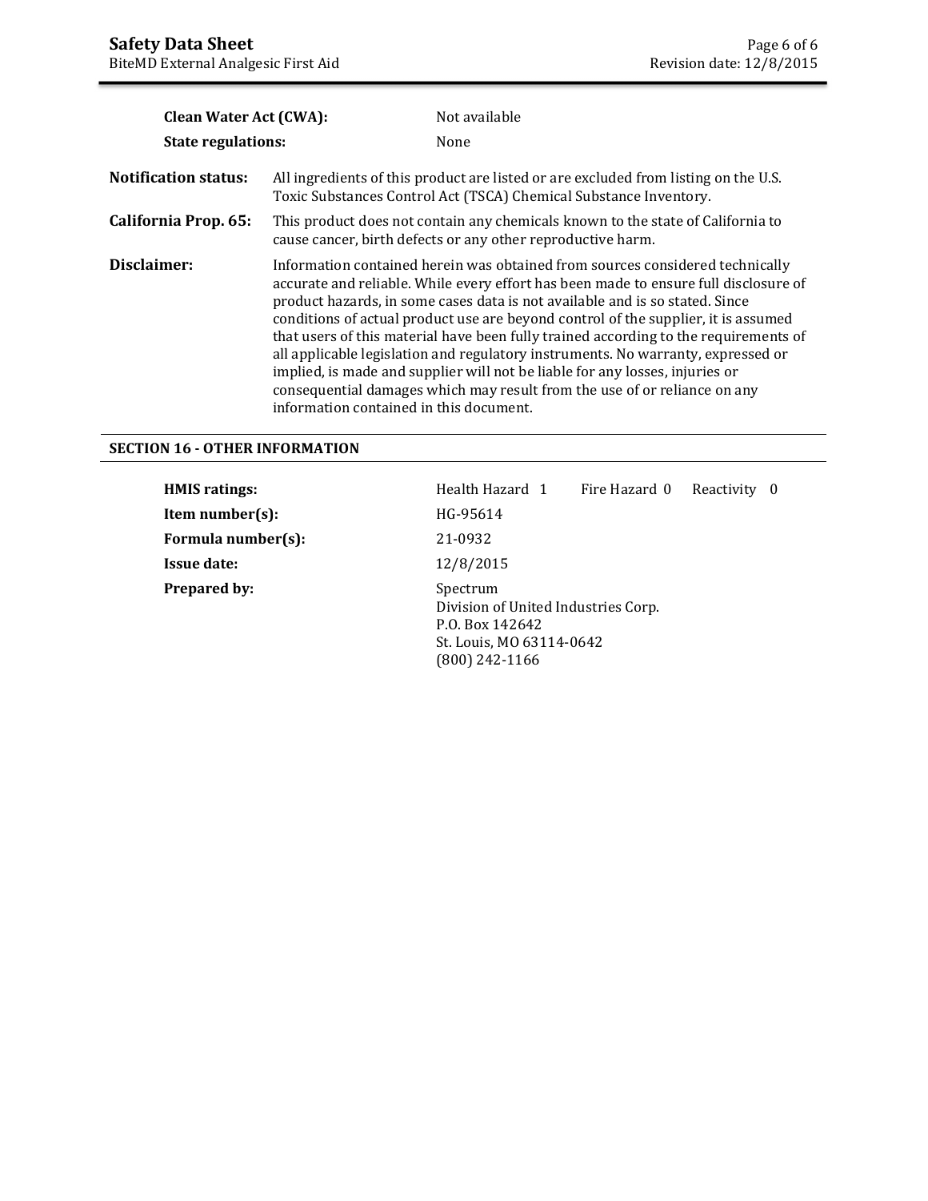**Clean Water Act (CWA):** Not available

**State regulations:** None

**Notification status:** All ingredients of this product are listed or are excluded from listing on the U.S. Toxic Substances Control Act (TSCA) Chemical Substance Inventory.

**California Prop. 65:** This product does not contain any chemicals known to the state of California to cause cancer, birth defects or any other reproductive harm.

**Disclaimer:** Information contained herein was obtained from sources considered technically accurate and reliable. While every effort has been made to ensure full disclosure of product hazards, in some cases data is not available and is so stated. Since conditions of actual product use are beyond control of the supplier, it is assumed that users of this material have been fully trained according to the requirements of all applicable legislation and regulatory instruments. No warranty, expressed or implied, is made and supplier will not be liable for any losses, injuries or consequential damages which may result from the use of or reliance on any information contained in this document.

## SECTION 16 - OTHER INFORMATION

**HMIS ratings:** Health Hazard 1 Fire Hazard 0 Reactivity 0

**Item number(s):** HG-95614

**Formula number(s):** 21-0932

**Issue date:** 12/8/2015

**Prepared by:** Spectrum
Division of United Industries Corp.
P.O. Box 142642
St. Louis, MO 63114-0642
(800) 242-1166